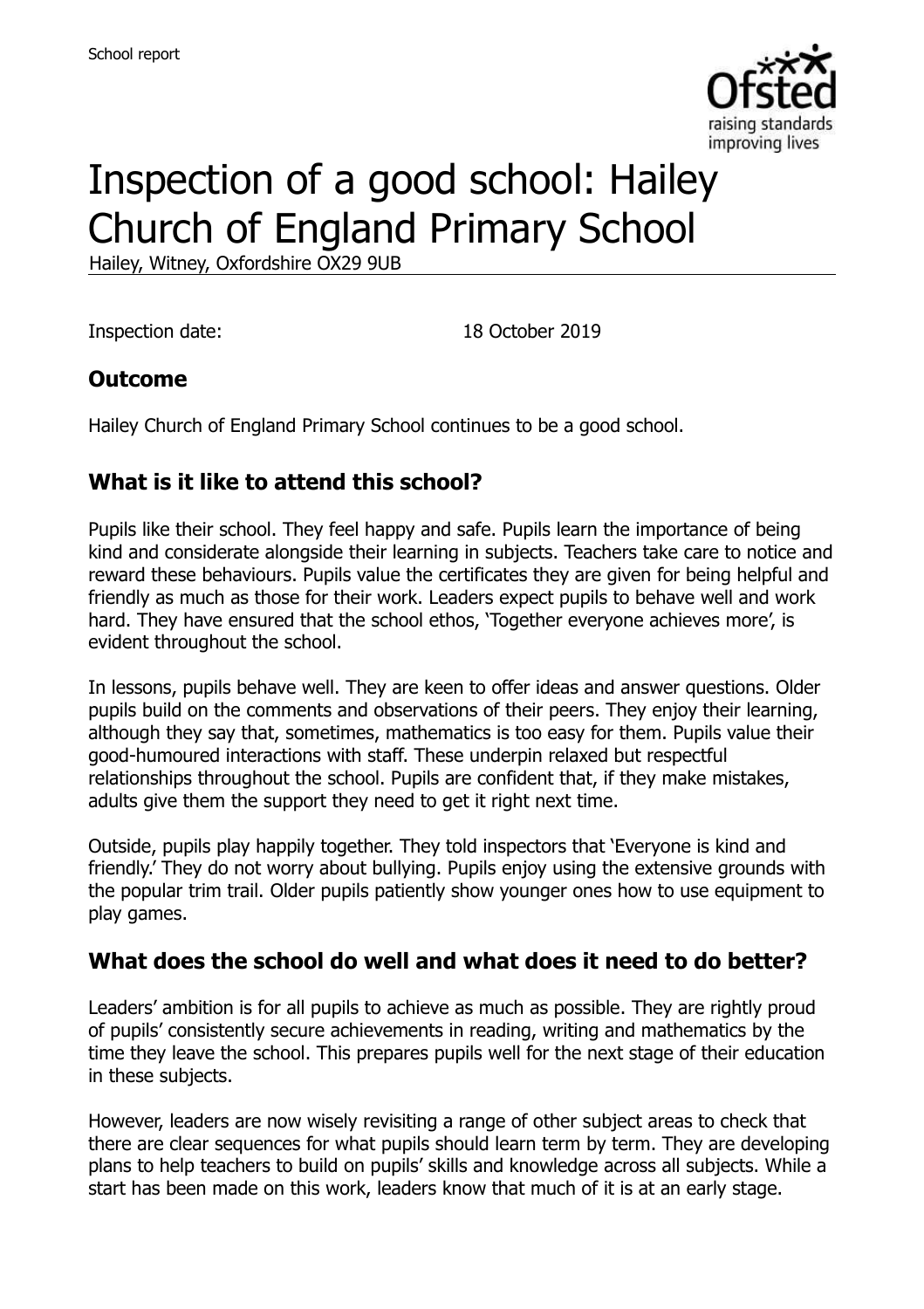# Inspection of a good school: Hailey Church of England Primary School

Hailey, Witney, Oxfordshire OX29 9UB

Inspection date: 18 October 2019

## Outcome

Hailey Church of England Primary School continues to be a good school.

## What is it like to attend this school?

Pupils like their school. They feel happy and safe. Pupils learn the importance of being kind and considerate alongside their learning in subjects. Teachers take care to notice and reward these behaviours. Pupils value the certificates they are given for being helpful and friendly as much as those for their work. Leaders expect pupils to behave well and work hard. They have ensured that the school ethos, 'Together everyone achieves more', is evident throughout the school.

In lessons, pupils behave well. They are keen to offer ideas and answer questions. Older pupils build on the comments and observations of their peers. They enjoy their learning, although they say that, sometimes, mathematics is too easy for them. Pupils value their good-humoured interactions with staff. These underpin relaxed but respectful relationships throughout the school. Pupils are confident that, if they make mistakes, adults give them the support they need to get it right next time.

Outside, pupils play happily together. They told inspectors that 'Everyone is kind and friendly.' They do not worry about bullying. Pupils enjoy using the extensive grounds with the popular trim trail. Older pupils patiently show younger ones how to use equipment to play games.

## What does the school do well and what does it need to do better?

Leaders' ambition is for all pupils to achieve as much as possible. They are rightly proud of pupils' consistently secure achievements in reading, writing and mathematics by the time they leave the school. This prepares pupils well for the next stage of their education in these subjects.

However, leaders are now wisely revisiting a range of other subject areas to check that there are clear sequences for what pupils should learn term by term. They are developing plans to help teachers to build on pupils' skills and knowledge across all subjects. While a start has been made on this work, leaders know that much of it is at an early stage.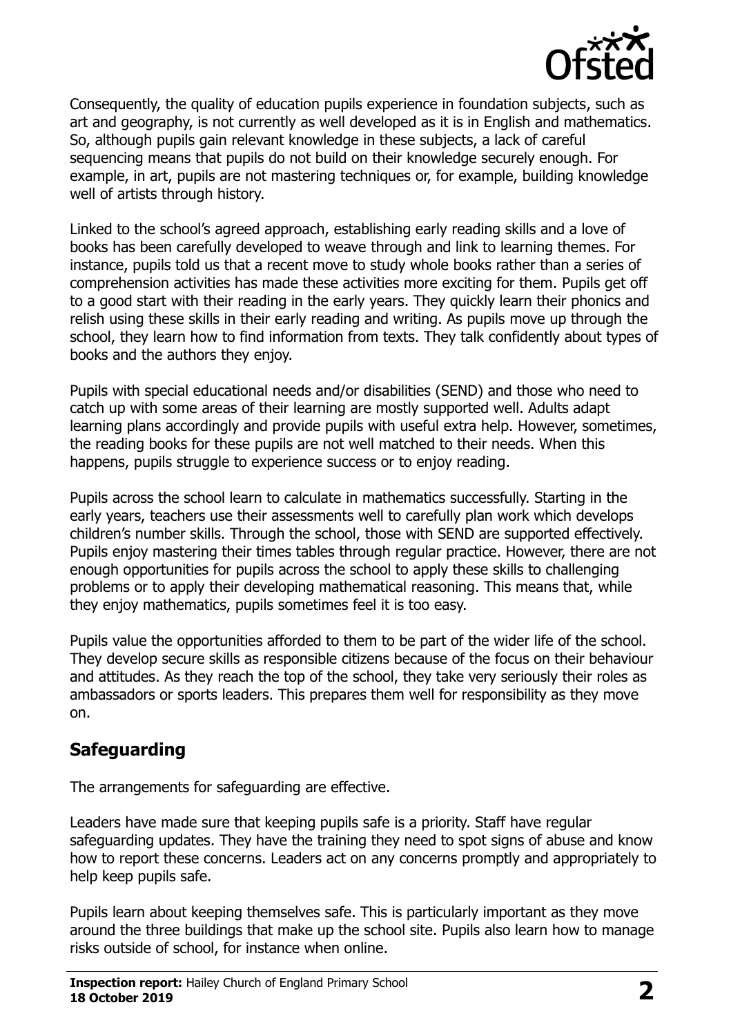Consequently, the quality of education pupils experience in foundation subjects, such as art and geography, is not currently as well developed as it is in English and mathematics. So, although pupils gain relevant knowledge in these subjects, a lack of careful sequencing means that pupils do not build on their knowledge securely enough. For example, in art, pupils are not mastering techniques or, for example, building knowledge well of artists through history.

Linked to the school's agreed approach, establishing early reading skills and a love of books has been carefully developed to weave through and link to learning themes. For instance, pupils told us that a recent move to study whole books rather than a series of comprehension activities has made these activities more exciting for them. Pupils get off to a good start with their reading in the early years. They quickly learn their phonics and relish using these skills in their early reading and writing. As pupils move up through the school, they learn how to find information from texts. They talk confidently about types of books and the authors they enjoy.

Pupils with special educational needs and/or disabilities (SEND) and those who need to catch up with some areas of their learning are mostly supported well. Adults adapt learning plans accordingly and provide pupils with useful extra help. However, sometimes, the reading books for these pupils are not well matched to their needs. When this happens, pupils struggle to experience success or to enjoy reading.

Pupils across the school learn to calculate in mathematics successfully. Starting in the early years, teachers use their assessments well to carefully plan work which develops children's number skills. Through the school, those with SEND are supported effectively. Pupils enjoy mastering their times tables through regular practice. However, there are not enough opportunities for pupils across the school to apply these skills to challenging problems or to apply their developing mathematical reasoning. This means that, while they enjoy mathematics, pupils sometimes feel it is too easy.

Pupils value the opportunities afforded to them to be part of the wider life of the school. They develop secure skills as responsible citizens because of the focus on their behaviour and attitudes. As they reach the top of the school, they take very seriously their roles as ambassadors or sports leaders. This prepares them well for responsibility as they move on.

## Safeguarding

The arrangements for safeguarding are effective.

Leaders have made sure that keeping pupils safe is a priority. Staff have regular safeguarding updates. They have the training they need to spot signs of abuse and know how to report these concerns. Leaders act on any concerns promptly and appropriately to help keep pupils safe.

Pupils learn about keeping themselves safe. This is particularly important as they move around the three buildings that make up the school site. Pupils also learn how to manage risks outside of school, for instance when online.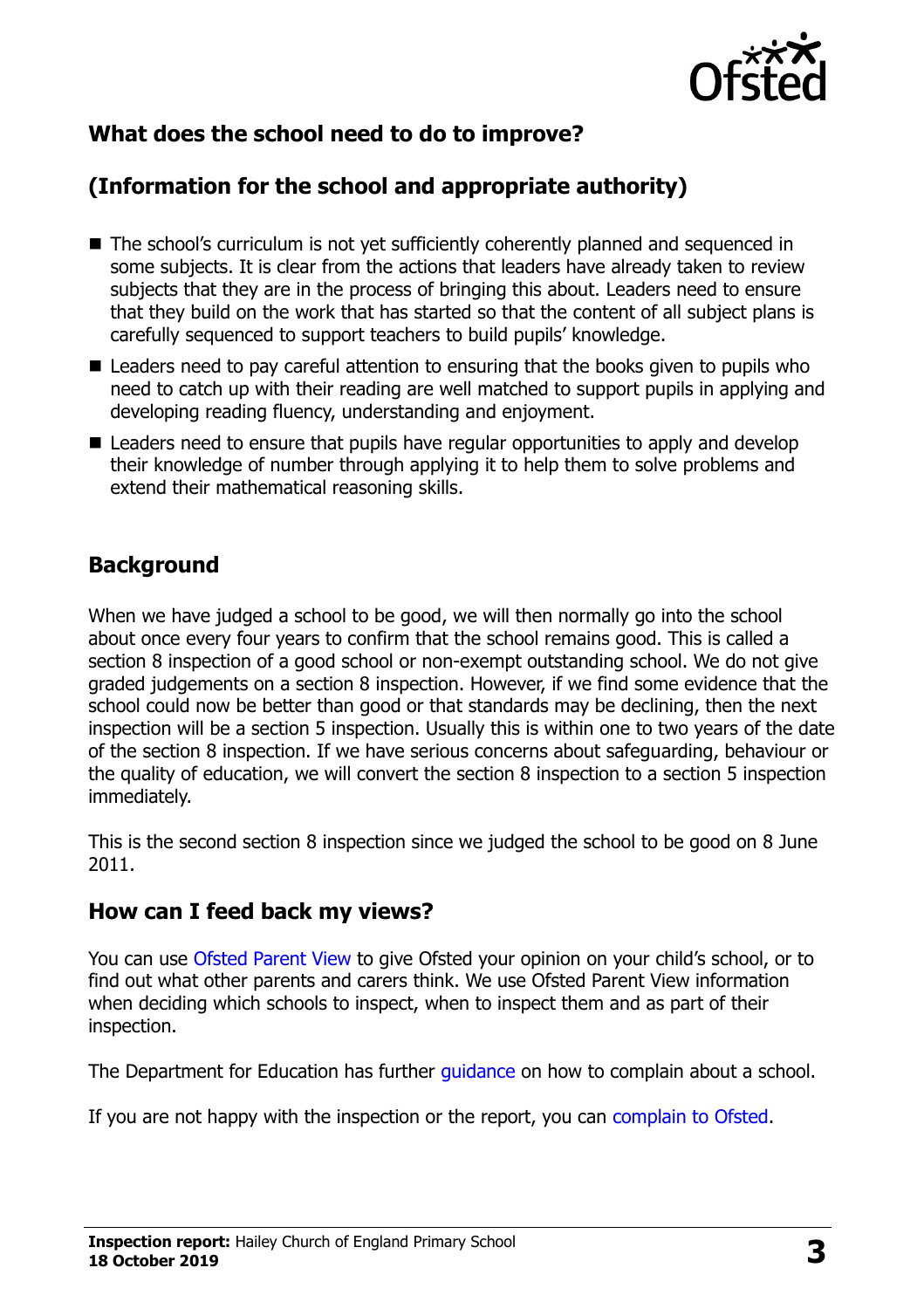## What does the school need to do to improve?

## (Information for the school and appropriate authority)

- The school's curriculum is not yet sufficiently coherently planned and sequenced in some subjects. It is clear from the actions that leaders have already taken to review subjects that they are in the process of bringing this about. Leaders need to ensure that they build on the work that has started so that the content of all subject plans is carefully sequenced to support teachers to build pupils' knowledge.
- Leaders need to pay careful attention to ensuring that the books given to pupils who need to catch up with their reading are well matched to support pupils in applying and developing reading fluency, understanding and enjoyment.
- Leaders need to ensure that pupils have regular opportunities to apply and develop their knowledge of number through applying it to help them to solve problems and extend their mathematical reasoning skills.

## Background

When we have judged a school to be good, we will then normally go into the school about once every four years to confirm that the school remains good. This is called a section 8 inspection of a good school or non-exempt outstanding school. We do not give graded judgements on a section 8 inspection. However, if we find some evidence that the school could now be better than good or that standards may be declining, then the next inspection will be a section 5 inspection. Usually this is within one to two years of the date of the section 8 inspection. If we have serious concerns about safeguarding, behaviour or the quality of education, we will convert the section 8 inspection to a section 5 inspection immediately.

This is the second section 8 inspection since we judged the school to be good on 8 June 2011.

## How can I feed back my views?

You can use Ofsted Parent View to give Ofsted your opinion on your child's school, or to find out what other parents and carers think. We use Ofsted Parent View information when deciding which schools to inspect, when to inspect them and as part of their inspection.

The Department for Education has further guidance on how to complain about a school.

If you are not happy with the inspection or the report, you can complain to Ofsted.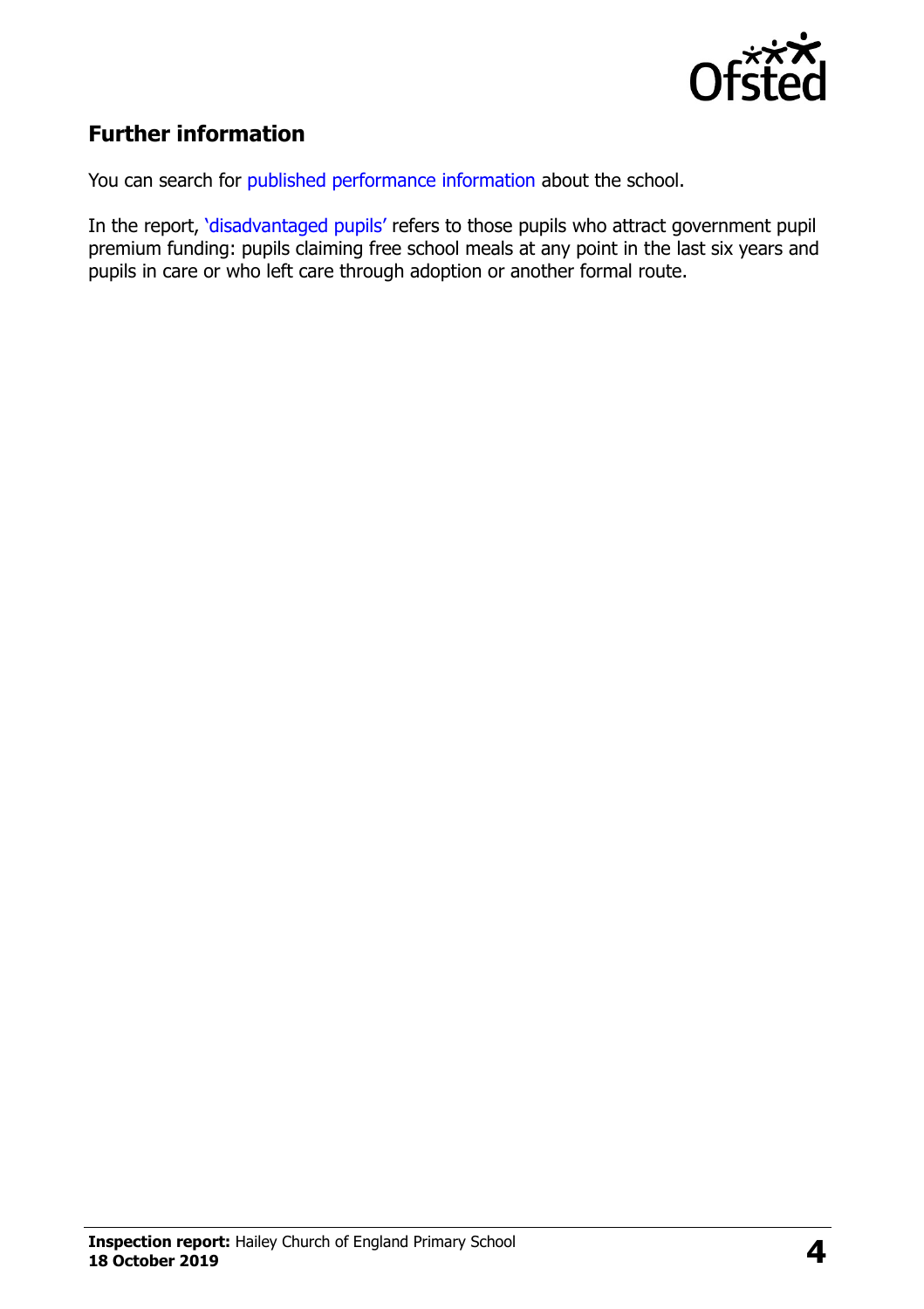## Further information

You can search for published performance information about the school.

In the report, 'disadvantaged pupils' refers to those pupils who attract government pupil premium funding: pupils claiming free school meals at any point in the last six years and pupils in care or who left care through adoption or another formal route.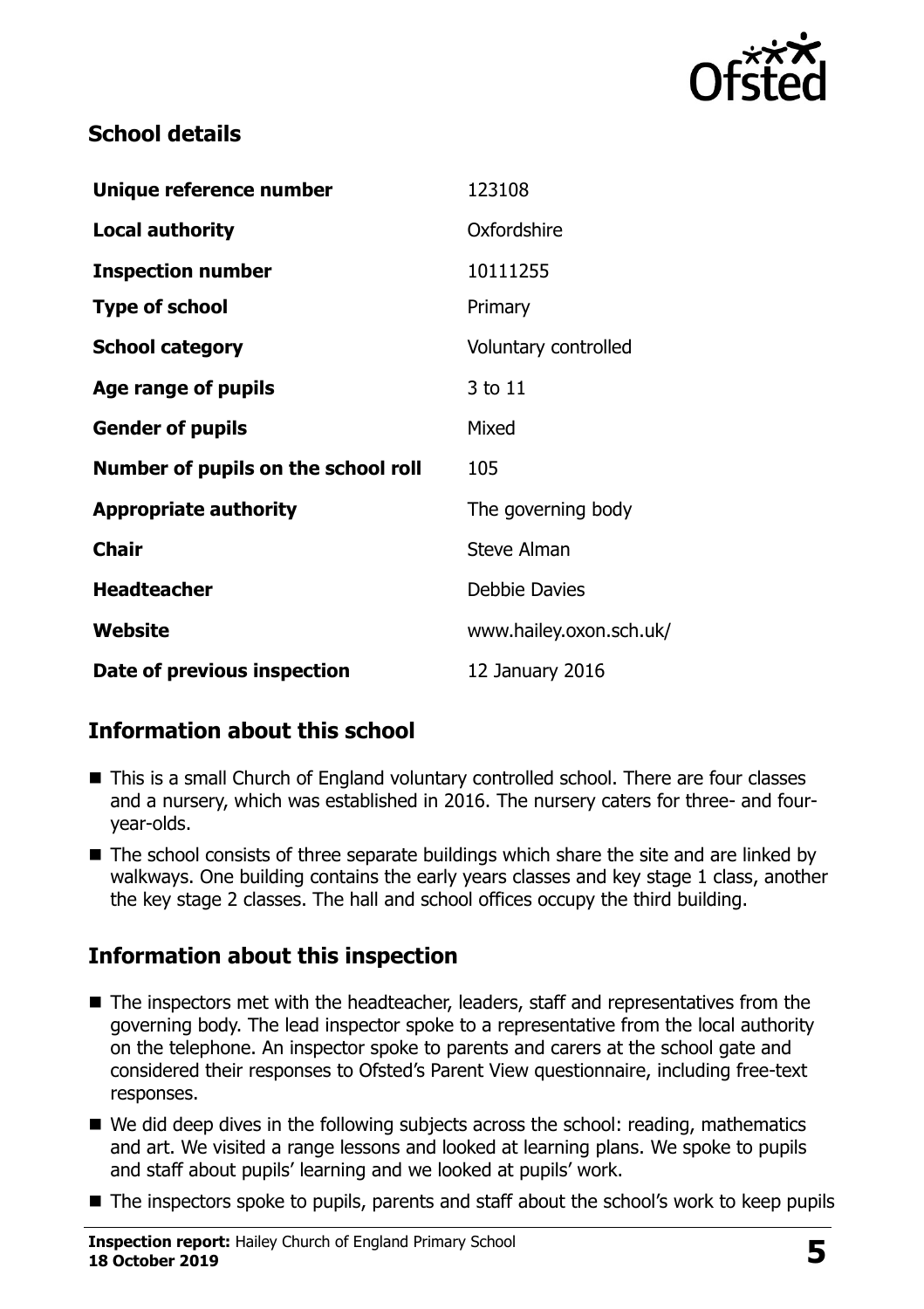## School details

| | |
|---|---|
| **Unique reference number** | 123108 |
| **Local authority** | Oxfordshire |
| **Inspection number** | 10111255 |
| **Type of school** | Primary |
| **School category** | Voluntary controlled |
| **Age range of pupils** | 3 to 11 |
| **Gender of pupils** | Mixed |
| **Number of pupils on the school roll** | 105 |
| **Appropriate authority** | The governing body |
| **Chair** | Steve Alman |
| **Headteacher** | Debbie Davies |
| **Website** | www.hailey.oxon.sch.uk/ |
| **Date of previous inspection** | 12 January 2016 |

## Information about this school

- This is a small Church of England voluntary controlled school. There are four classes and a nursery, which was established in 2016. The nursery caters for three- and four-year-olds.
- The school consists of three separate buildings which share the site and are linked by walkways. One building contains the early years classes and key stage 1 class, another the key stage 2 classes. The hall and school offices occupy the third building.

## Information about this inspection

- The inspectors met with the headteacher, leaders, staff and representatives from the governing body. The lead inspector spoke to a representative from the local authority on the telephone. An inspector spoke to parents and carers at the school gate and considered their responses to Ofsted's Parent View questionnaire, including free-text responses.
- We did deep dives in the following subjects across the school: reading, mathematics and art. We visited a range lessons and looked at learning plans. We spoke to pupils and staff about pupils' learning and we looked at pupils' work.
- The inspectors spoke to pupils, parents and staff about the school's work to keep pupils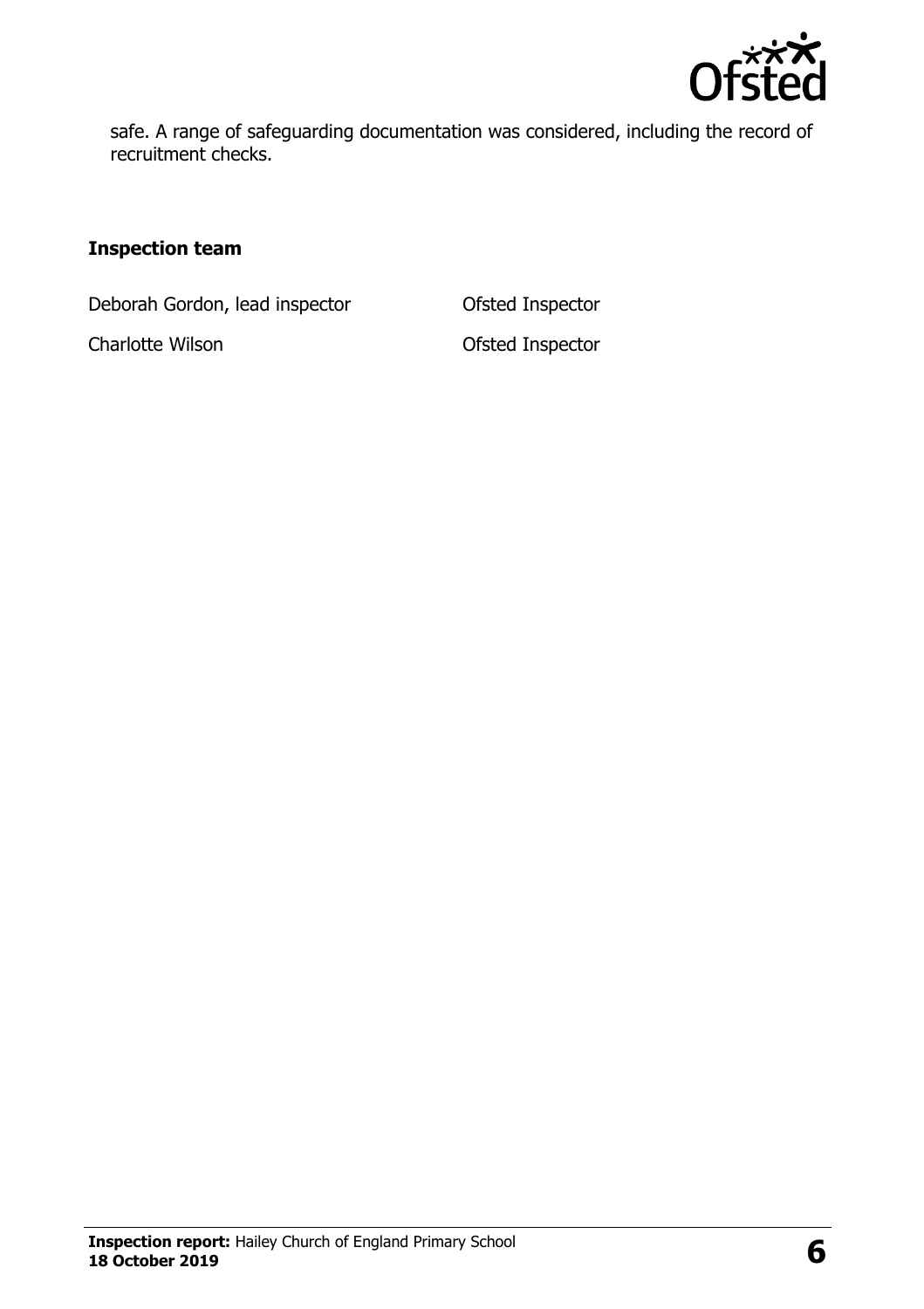safe. A range of safeguarding documentation was considered, including the record of recruitment checks.

### Inspection team

| | |
|---|---|
| Deborah Gordon, lead inspector | Ofsted Inspector |
| Charlotte Wilson | Ofsted Inspector |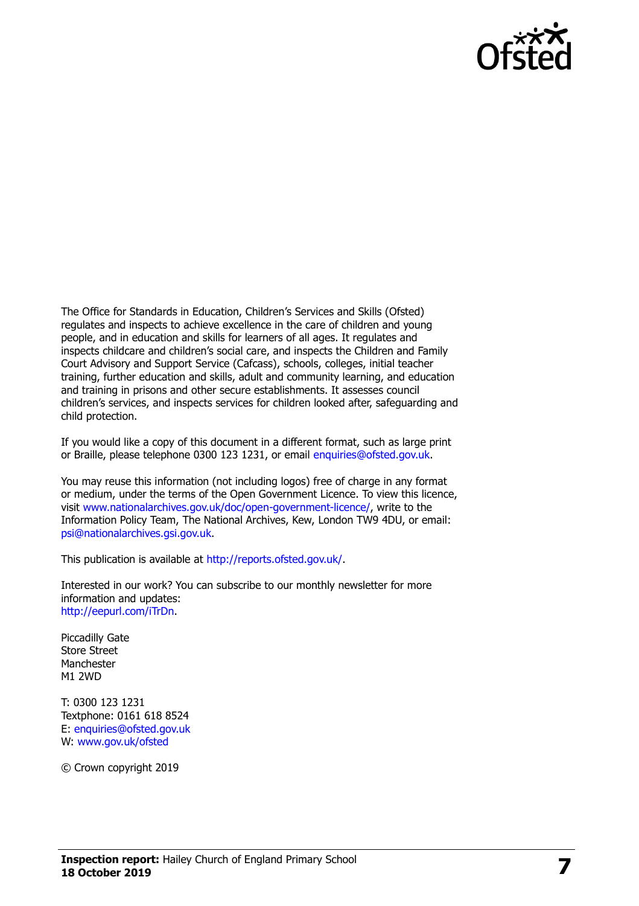The Office for Standards in Education, Children's Services and Skills (Ofsted) regulates and inspects to achieve excellence in the care of children and young people, and in education and skills for learners of all ages. It regulates and inspects childcare and children's social care, and inspects the Children and Family Court Advisory and Support Service (Cafcass), schools, colleges, initial teacher training, further education and skills, adult and community learning, and education and training in prisons and other secure establishments. It assesses council children's services, and inspects services for children looked after, safeguarding and child protection.

If you would like a copy of this document in a different format, such as large print or Braille, please telephone 0300 123 1231, or email enquiries@ofsted.gov.uk.

You may reuse this information (not including logos) free of charge in any format or medium, under the terms of the Open Government Licence. To view this licence, visit www.nationalarchives.gov.uk/doc/open-government-licence/, write to the Information Policy Team, The National Archives, Kew, London TW9 4DU, or email: psi@nationalarchives.gsi.gov.uk.

This publication is available at http://reports.ofsted.gov.uk/.

Interested in our work? You can subscribe to our monthly newsletter for more information and updates:
http://eepurl.com/iTrDn.

Piccadilly Gate
Store Street
Manchester
M1 2WD

T: 0300 123 1231
Textphone: 0161 618 8524
E: enquiries@ofsted.gov.uk
W: www.gov.uk/ofsted

© Crown copyright 2019